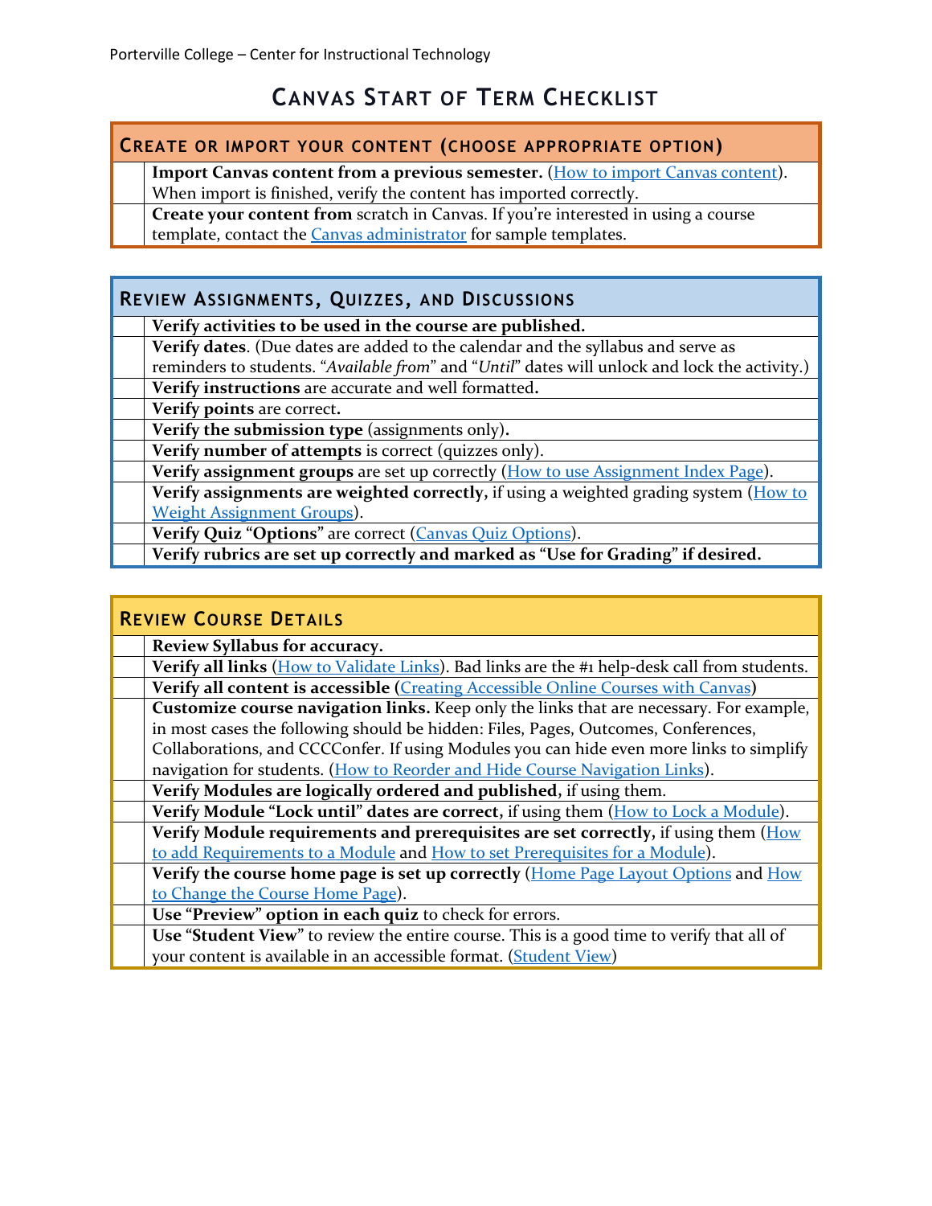# Canvas Start of Term Checklist

| Create or import your content (choose appropriate option) | |
|---|---|
| | **Import Canvas content from a previous semester.** (How to import Canvas content). When import is finished, verify the content has imported correctly. |
| | **Create your content from** scratch in Canvas. If you're interested in using a course template, contact the Canvas administrator for sample templates. |

| Review Assignments, Quizzes, and Discussions | |
|---|---|
| | **Verify activities to be used in the course are published.** |
| | **Verify dates**. (Due dates are added to the calendar and the syllabus and serve as reminders to students. "*Available from*" and "*Until*" dates will unlock and lock the activity.) |
| | **Verify instructions** are accurate and well formatted**.** |
| | **Verify points** are correct**.** |
| | **Verify the submission type** (assignments only)**.** |
| | **Verify number of attempts** is correct (quizzes only). |
| | **Verify assignment groups** are set up correctly (How to use Assignment Index Page). |
| | **Verify assignments are weighted correctly,** if using a weighted grading system (How to Weight Assignment Groups). |
| | **Verify Quiz "Options"** are correct (Canvas Quiz Options). |
| | **Verify rubrics are set up correctly and marked as "Use for Grading" if desired.** |

| Review Course Details | |
|---|---|
| | **Review Syllabus for accuracy.** |
| | **Verify all links** (How to Validate Links). Bad links are the #1 help-desk call from students. |
| | **Verify all content is accessible** (Creating Accessible Online Courses with Canvas**)** |
| | **Customize course navigation links.** Keep only the links that are necessary. For example, in most cases the following should be hidden: Files, Pages, Outcomes, Conferences, Collaborations, and CCCConfer. If using Modules you can hide even more links to simplify navigation for students. (How to Reorder and Hide Course Navigation Links). |
| | **Verify Modules are logically ordered and published,** if using them. |
| | **Verify Module "Lock until" dates are correct,** if using them (How to Lock a Module). |
| | **Verify Module requirements and prerequisites are set correctly,** if using them (How to add Requirements to a Module and How to set Prerequisites for a Module). |
| | **Verify the course home page is set up correctly** (Home Page Layout Options and How to Change the Course Home Page). |
| | **Use "Preview" option in each quiz** to check for errors. |
| | **Use "Student View"** to review the entire course. This is a good time to verify that all of your content is available in an accessible format. (Student View) |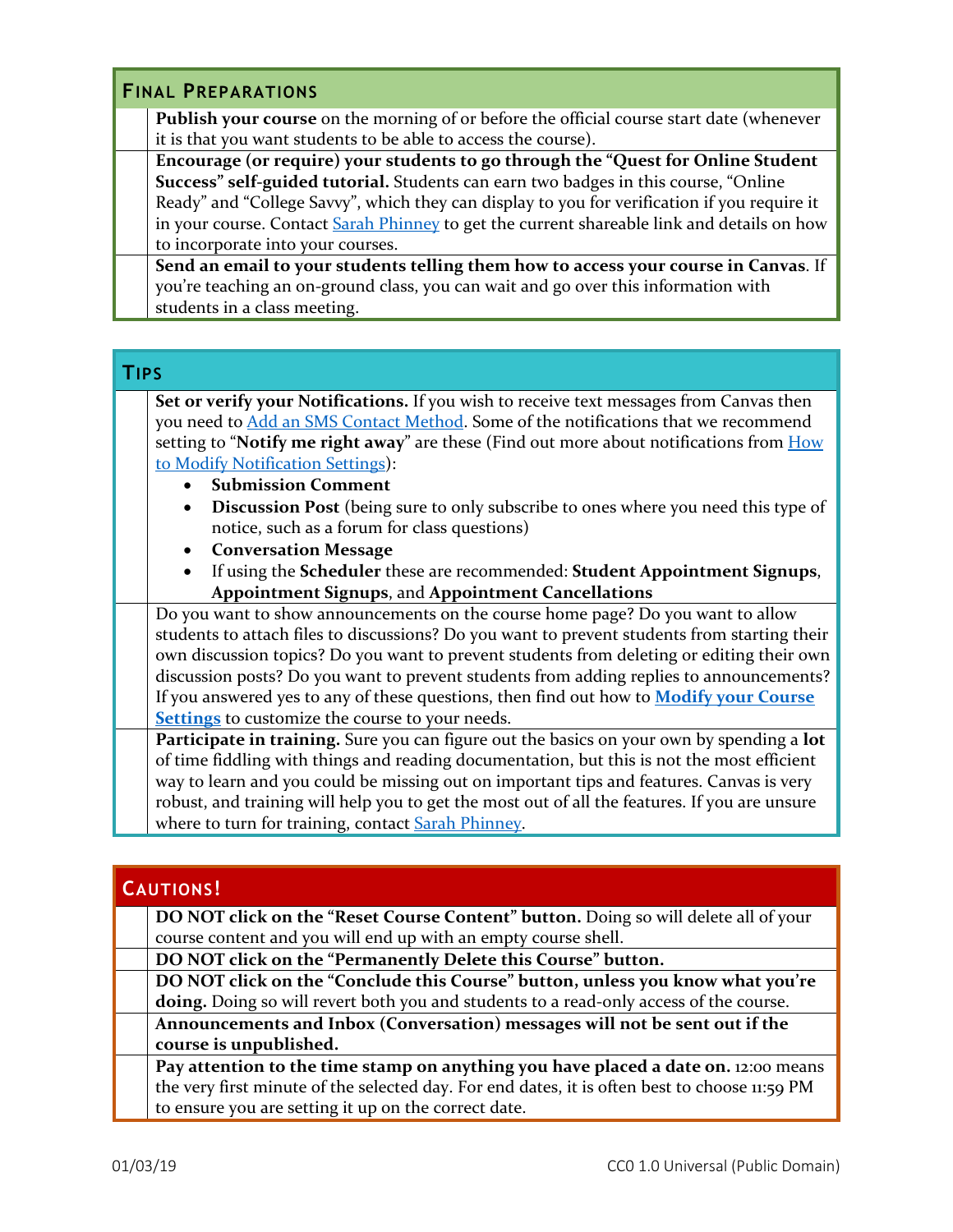## Final Preparations

| | |
|---|---|
| | **Publish your course** on the morning of or before the official course start date (whenever it is that you want students to be able to access the course). |
| | **Encourage (or require) your students to go through the "Quest for Online Student Success" self-guided tutorial.** Students can earn two badges in this course, "Online Ready" and "College Savvy", which they can display to you for verification if you require it in your course. Contact Sarah Phinney to get the current shareable link and details on how to incorporate into your courses. |
| | **Send an email to your students telling them how to access your course in Canvas**. If you're teaching an on-ground class, you can wait and go over this information with students in a class meeting. |

## Tips

| | |
|---|---|
| | **Set or verify your Notifications.** If you wish to receive text messages from Canvas then you need to Add an SMS Contact Method. Some of the notifications that we recommend setting to "**Notify me right away**" are these (Find out more about notifications from How to Modify Notification Settings):<br>• **Submission Comment**<br>• **Discussion Post** (being sure to only subscribe to ones where you need this type of notice, such as a forum for class questions)<br>• **Conversation Message**<br>• If using the **Scheduler** these are recommended: **Student Appointment Signups**, **Appointment Signups**, and **Appointment Cancellations** |
| | Do you want to show announcements on the course home page? Do you want to allow students to attach files to discussions? Do you want to prevent students from starting their own discussion topics? Do you want to prevent students from deleting or editing their own discussion posts? Do you want to prevent students from adding replies to announcements? If you answered yes to any of these questions, then find out how to **Modify your Course Settings** to customize the course to your needs. |
| | **Participate in training.** Sure you can figure out the basics on your own by spending a **lot** of time fiddling with things and reading documentation, but this is not the most efficient way to learn and you could be missing out on important tips and features. Canvas is very robust, and training will help you to get the most out of all the features. If you are unsure where to turn for training, contact Sarah Phinney. |

## Cautions!

| | |
|---|---|
| | **DO NOT click on the "Reset Course Content" button.** Doing so will delete all of your course content and you will end up with an empty course shell. |
| | **DO NOT click on the "Permanently Delete this Course" button.** |
| | **DO NOT click on the "Conclude this Course" button, unless you know what you're doing.** Doing so will revert both you and students to a read-only access of the course. |
| | **Announcements and Inbox (Conversation) messages will not be sent out if the course is unpublished.** |
| | **Pay attention to the time stamp on anything you have placed a date on.** 12:00 means the very first minute of the selected day. For end dates, it is often best to choose 11:59 PM to ensure you are setting it up on the correct date. |

01/03/19 CC0 1.0 Universal (Public Domain)